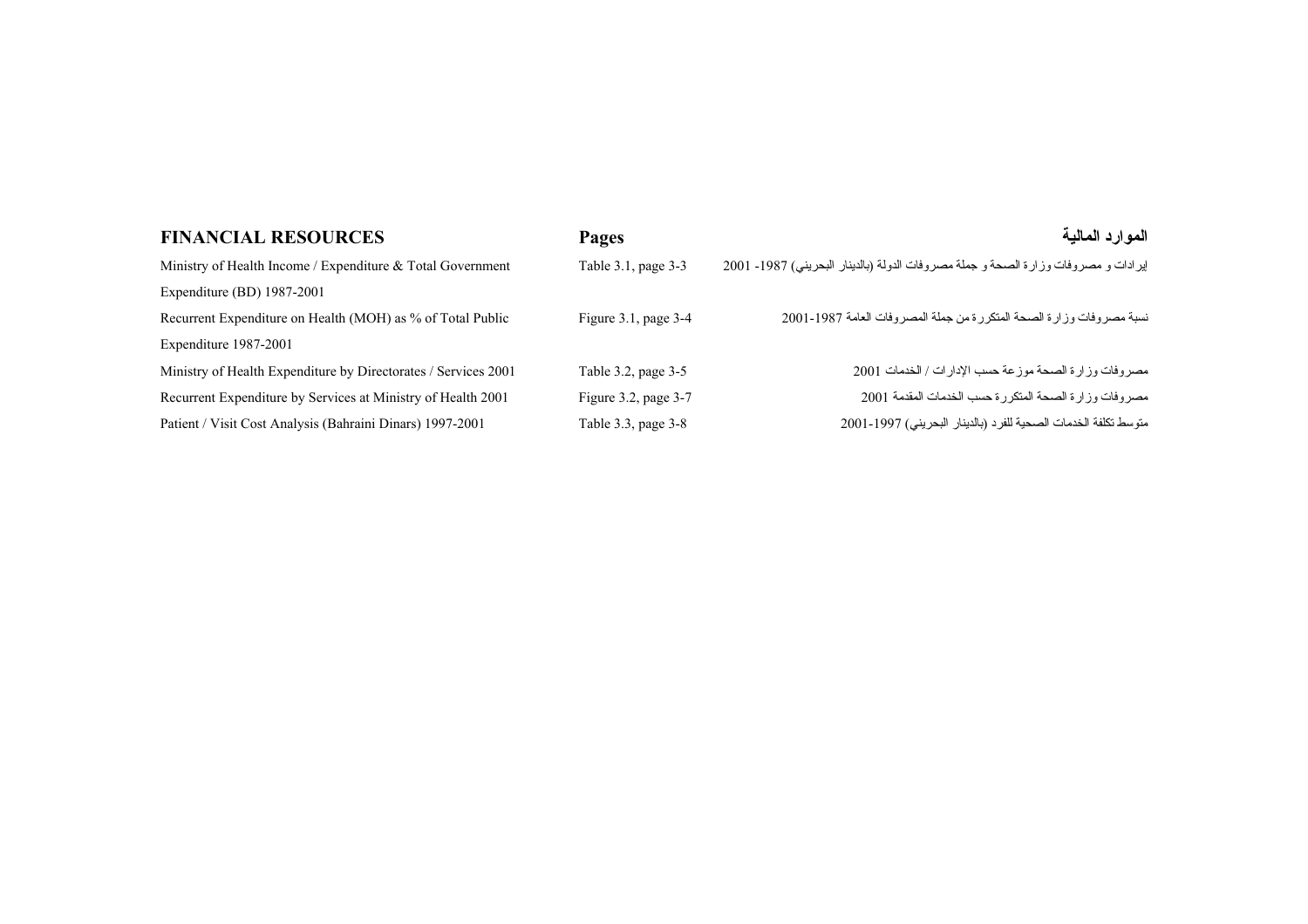| FINANCIAL RESOURCES | Pages | الموارد المالية |
| --- | --- | --- |
| Ministry of Health Income / Expenditure & Total Government Expenditure (BD) 1987-2001 | Table 3.1, page 3-3 | إيرادات و مصروفات وزارة الصحة و جملة مصروفات الدولة (بالدينار البحريني) 1987- 2001 |
| Recurrent Expenditure on Health (MOH) as % of Total Public Expenditure 1987-2001 | Figure 3.1, page 3-4 | نسبة مصروفات وزارة الصحة المتكررة من جملة المصروفات العامة 1987-2001 |
| Ministry of Health Expenditure by Directorates / Services 2001 | Table 3.2, page 3-5 | مصروفات وزارة الصحة موزعة حسب الإدارات / الخدمات 2001 |
| Recurrent Expenditure by Services at Ministry of Health 2001 | Figure 3.2, page 3-7 | مصروفات وزارة الصحة المتكررة حسب الخدمات المقدمة 2001 |
| Patient / Visit Cost Analysis (Bahraini Dinars) 1997-2001 | Table 3.3, page 3-8 | متوسط تكلفة الخدمات الصحية للفرد (بالدينار البحريني) 1997-2001 |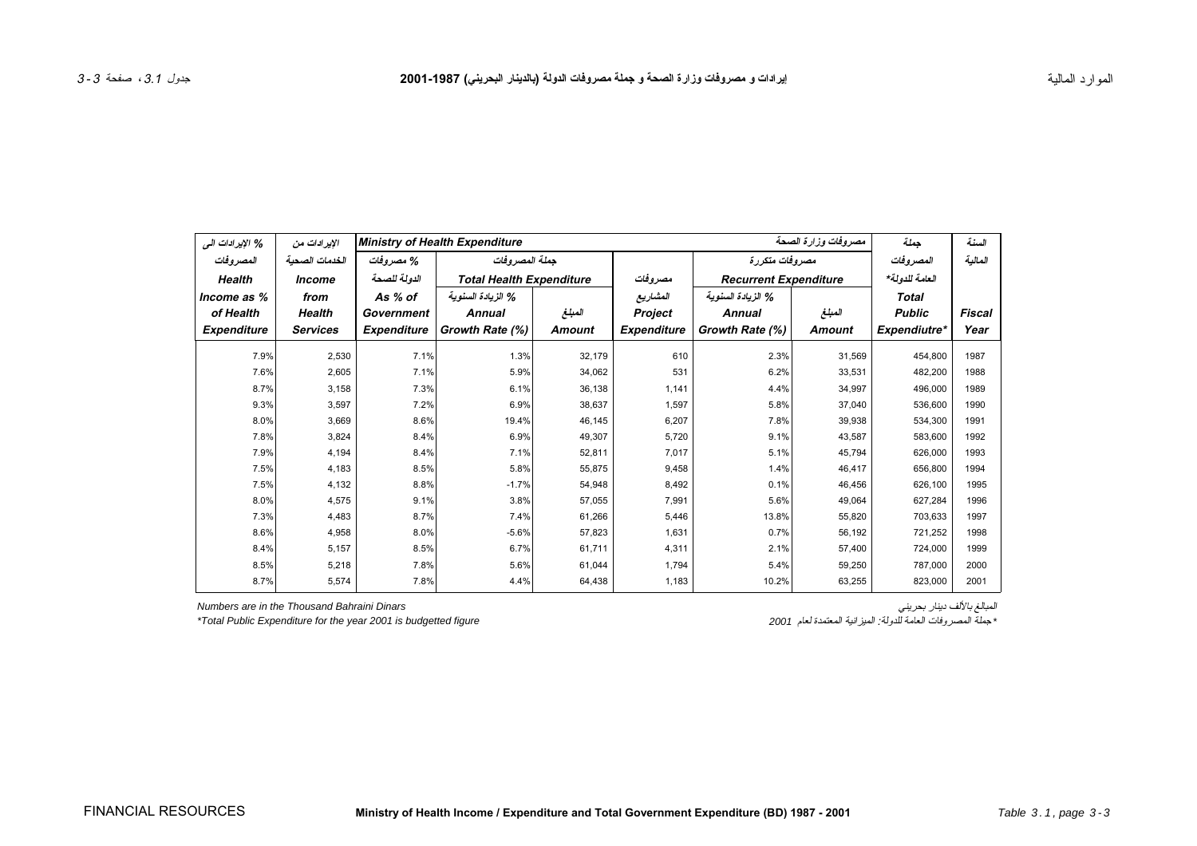# إيرادات و مصروفات وزارة الصحة و جملة مصروفات الدولة (بالدينار البحريني) 1987-2001

# Ministry of Health Income / Expenditure and Total Government Expenditure (BD) 1987 - 2001

| % الإيرادات الى المصروفات Health Income as % of Health Expenditure | الإيرادات من الخدمات الصحية Income from Health Services | Ministry of Health Expenditure مصروفات وزارة الصحة | | | | | | جملة المصروفات العامة للدولة* Total Public Expendiutre* | السنة المالية Fiscal Year |
|---|---|---|---|---|---|---|---|---|---|
| | | % مصروفات الدولة للصحة | جملة المصروفات Total Health Expenditure | | مصروفات المشاريع | مصروفات متكررة Recurrent Expenditure | | | |
| | | As % of Government Expenditure | % الزيادة السنوية Annual Growth Rate (%) | المبلغ Amount | Project Expenditure | % الزيادة السنوية Annual Growth Rate (%) | المبلغ Amount | | |
| 7.9% | 2,530 | 7.1% | 1.3% | 32,179 | 610 | 2.3% | 31,569 | 454,800 | 1987 |
| 7.6% | 2,605 | 7.1% | 5.9% | 34,062 | 531 | 6.2% | 33,531 | 482,200 | 1988 |
| 8.7% | 3,158 | 7.3% | 6.1% | 36,138 | 1,141 | 4.4% | 34,997 | 496,000 | 1989 |
| 9.3% | 3,597 | 7.2% | 6.9% | 38,637 | 1,597 | 5.8% | 37,040 | 536,600 | 1990 |
| 8.0% | 3,669 | 8.6% | 19.4% | 46,145 | 6,207 | 7.8% | 39,938 | 534,300 | 1991 |
| 7.8% | 3,824 | 8.4% | 6.9% | 49,307 | 5,720 | 9.1% | 43,587 | 583,600 | 1992 |
| 7.9% | 4,194 | 8.4% | 7.1% | 52,811 | 7,017 | 5.1% | 45,794 | 626,000 | 1993 |
| 7.5% | 4,183 | 8.5% | 5.8% | 55,875 | 9,458 | 1.4% | 46,417 | 656,800 | 1994 |
| 7.5% | 4,132 | 8.8% | -1.7% | 54,948 | 8,492 | 0.1% | 46,456 | 626,100 | 1995 |
| 8.0% | 4,575 | 9.1% | 3.8% | 57,055 | 7,991 | 5.6% | 49,064 | 627,284 | 1996 |
| 7.3% | 4,483 | 8.7% | 7.4% | 61,266 | 5,446 | 13.8% | 55,820 | 703,633 | 1997 |
| 8.6% | 4,958 | 8.0% | -5.6% | 57,823 | 1,631 | 0.7% | 56,192 | 721,252 | 1998 |
| 8.4% | 5,157 | 8.5% | 6.7% | 61,711 | 4,311 | 2.1% | 57,400 | 724,000 | 1999 |
| 8.5% | 5,218 | 7.8% | 5.6% | 61,044 | 1,794 | 5.4% | 59,250 | 787,000 | 2000 |
| 8.7% | 5,574 | 7.8% | 4.4% | 64,438 | 1,183 | 10.2% | 63,255 | 823,000 | 2001 |

*Numbers are in the Thousand Bahraini Dinars*

*المبالغ بالألف دينار بحريني*

**Total Public Expenditure for the year 2001 is budgetted figure*

*\* جملة المصروفات العامة للدولة: الميزانية المعتمدة لعام 2001*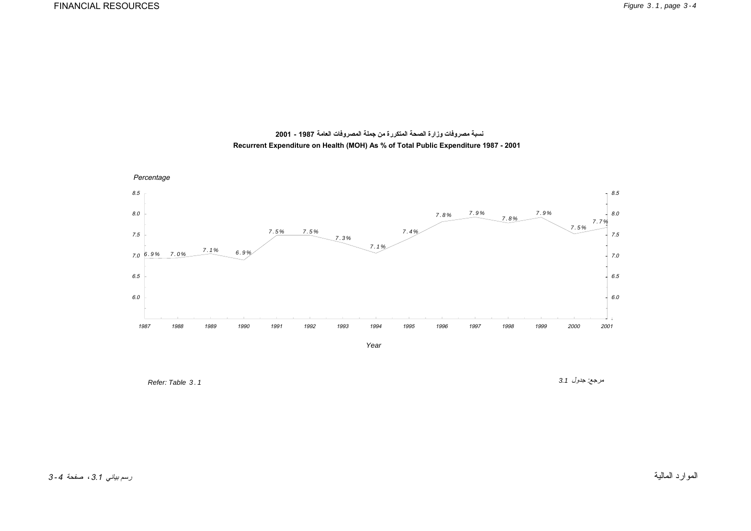## نسبة مصروفات وزارة الصحة المتكررة من جملة المصروفات العامة 1987 - 2001

## Recurrent Expenditure on Health (MOH) As % of Total Public Expenditure 1987 - 2001

Percentage

| Year | 1987 | 1988 | 1989 | 1990 | 1991 | 1992 | 1993 | 1994 | 1995 | 1996 | 1997 | 1998 | 1999 | 2000 | 2001 |
|---|---|---|---|---|---|---|---|---|---|---|---|---|---|---|---|
| % | 6.9% | 7.0% | 7.1% | 6.9% | 7.5% | 7.5% | 7.3% | 7.1% | 7.4% | 7.8% | 7.9% | 7.8% | 7.9% | 7.5% | 7.7% |

Refer: Table 3.1

مرجع: جدول 3.1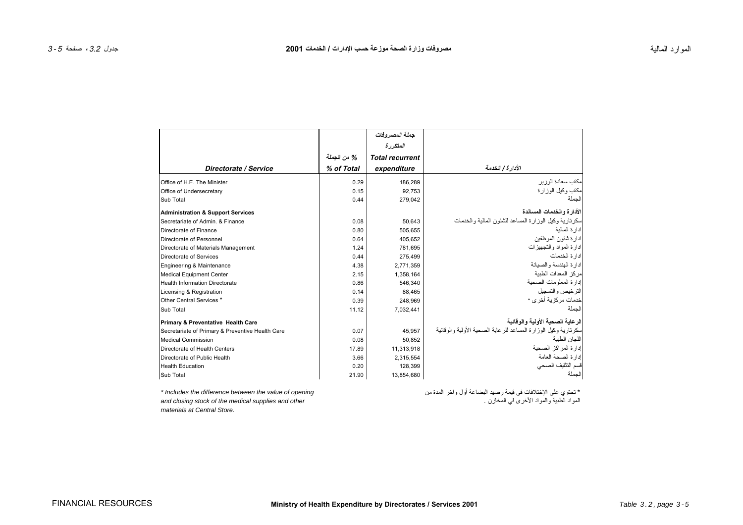# مصروفات وزارة الصحة موزعة حسب الإدارات / الخدمات 2001

# Ministry of Health Expenditure by Directorates / Services 2001

| *Directorate / Service* | *% من الجملة* *% of Total* | *جملة المصروفات المتكررة* *Total recurrent expenditure* | *الأدارة / الخدمة* |
|---|---|---|---|
| Office of H.E. The Minister | 0.29 | 186,289 | مكتب سعادة الوزير |
| Office of Undersecretary | 0.15 | 92,753 | مكتب وكيل الوزارة |
| Sub Total | 0.44 | 279,042 | الجملة |
| **Administration & Support Services** | | | **الأدارة والخدمات المساندة** |
| Secretariate of Admin. & Finance | 0.08 | 50,643 | سكرتارية وكيل الوزارة المساعد للشئون المالية والخدمات |
| Directorate of Finance | 0.80 | 505,655 | ادارة المالية |
| Directorate of Personnel | 0.64 | 405,652 | ادارة شئون الموظفين |
| Directorate of Materials Management | 1.24 | 781,695 | ادارة المواد والتجهيزات |
| Directorate of Services | 0.44 | 275,499 | ادارة الخدمات |
| Engineering & Maintenance | 4.38 | 2,771,359 | ادارة الهندسة والصيانة |
| Medical Equipment Center | 2.15 | 1,358,164 | مركز المعدات الطبية |
| Health Information Directorate | 0.86 | 546,340 | إدارة المعلومات الصحية |
| Licensing & Registration | 0.14 | 88,465 | الترخيص والتسجيل |
| Other Central Services * | 0.39 | 248,969 | خدمات مركزية أخرى * |
| Sub Total | 11.12 | 7,032,441 | الجملة |
| **Primary & Preventative Health Care** | | | **الرعاية الصحية الأولية والوقائية** |
| Secretariate of Primary & Preventive Health Care | 0.07 | 45,957 | سكرتارية وكيل الوزارة المساعد للرعاية الصحية الأولية والوقائية |
| Medical Commission | 0.08 | 50,852 | اللجان الطبية |
| Directorate of Health Centers | 17.89 | 11,313,918 | إدارة المراكز الصحية |
| Directorate of Public Health | 3.66 | 2,315,554 | إدارة الصحة العامة |
| Health Education | 0.20 | 128,399 | قسم التثقيف الصحي |
| Sub Total | 21.90 | 13,854,680 | الجملة |

*\* Includes the difference between the value of opening and closing stock of the medical supplies and other materials at Central Store.*

* تحتوي على الإختلافات في قيمة رصيد البضاعة أول وآخر المدة من المواد الطبية والمواد الأخرى في المخازن .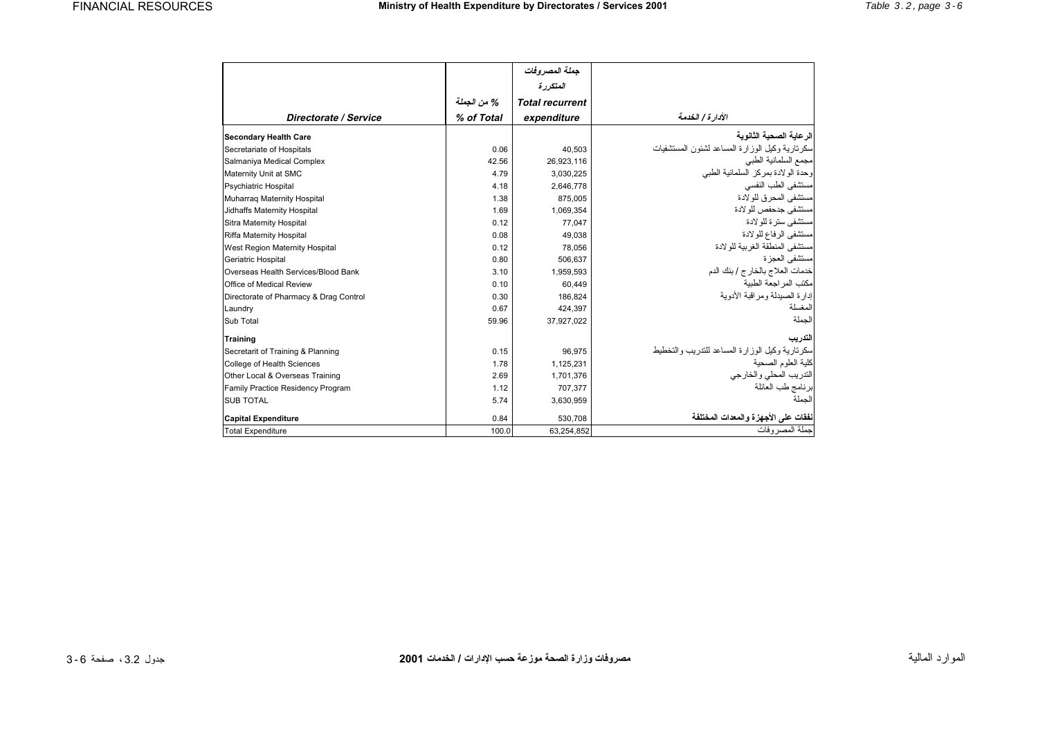# Ministry of Health Expenditure by Directorates / Services 2001

| Directorate / Service | % من الجملة<br>% of Total | جملة المصروفات المتكررة<br>Total recurrent expenditure | الأدارة / الخدمة |
|---|---|---|---|
| **Secondary Health Care** | | | **الرعاية الصحية الثانوية** |
| Secretariate of Hospitals | 0.06 | 40,503 | سكرتارية وكيل الوزارة المساعد لشئون المستشفيات |
| Salmaniya Medical Complex | 42.56 | 26,923,116 | مجمع السلمانية الطبي |
| Maternity Unit at SMC | 4.79 | 3,030,225 | وحدة الولادة بمركز السلمانية الطبي |
| Psychiatric Hospital | 4.18 | 2,646,778 | مستشفى الطب النفسي |
| Muharraq Maternity Hospital | 1.38 | 875,005 | مستشفى المحرق للولادة |
| Jidhaffs Maternity Hospital | 1.69 | 1,069,354 | مستشفى جدحفص للولادة |
| Sitra Maternity Hospital | 0.12 | 77,047 | مستشفى سترة للولادة |
| Riffa Maternity Hospital | 0.08 | 49,038 | مستشفى الرفاع للولادة |
| West Region Maternity Hospital | 0.12 | 78,056 | مستشفى المنطقة الغربية للولادة |
| Geriatric Hospital | 0.80 | 506,637 | مستشفى العجزة |
| Overseas Health Services/Blood Bank | 3.10 | 1,959,593 | خدمات العلاج بالخارج / بنك الدم |
| Office of Medical Review | 0.10 | 60,449 | مكتب المراجعة الطبية |
| Directorate of Pharmacy & Drag Control | 0.30 | 186,824 | إدارة الصيدلة ومراقبة الأدوية |
| Laundry | 0.67 | 424,397 | المغسلة |
| Sub Total | 59.96 | 37,927,022 | الجملة |
| **Training** | | | **التدريب** |
| Secretarit of Training & Planning | 0.15 | 96,975 | سكرتارية وكيل الوزارة المساعد للتدريب والتخطيط |
| College of Health Sciences | 1.78 | 1,125,231 | كلية العلوم الصحية |
| Other Local & Overseas Training | 2.69 | 1,701,376 | التدريب المحلي والخارجي |
| Family Practice Residency Program | 1.12 | 707,377 | برنامج طب العائلة |
| SUB TOTAL | 5.74 | 3,630,959 | الجملة |
| **Capital Expenditure** | 0.84 | 530,708 | **نفقات على الأجهزة والمعدات المختلفة** |
| Total Expenditure | 100.0 | 63,254,852 | جملة المصروفات |

مصروفات وزارة الصحة موزعة حسب الإدارات / الخدمات 2001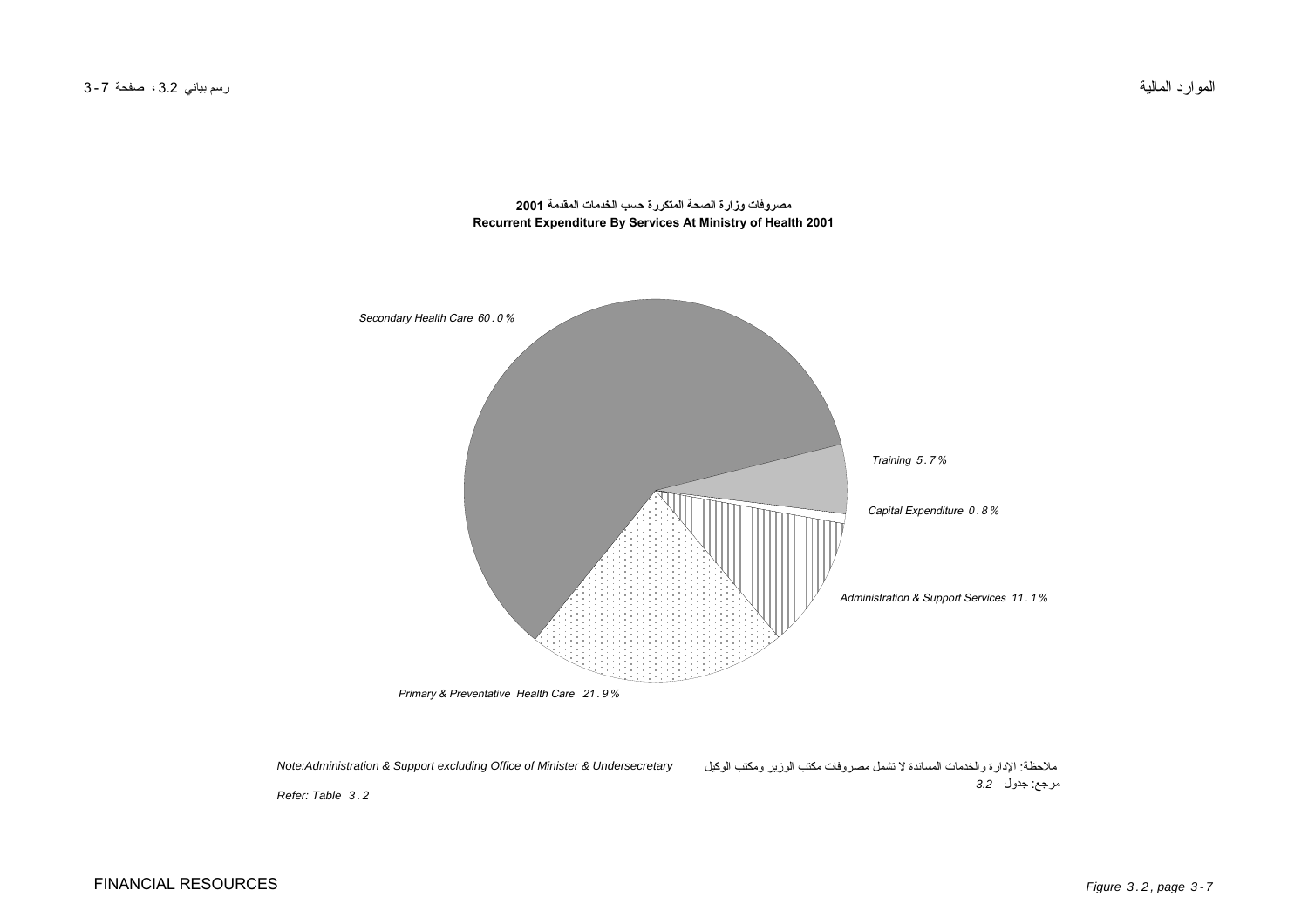## مصروفات وزارة الصحة المتكررة حسب الخدمات المقدمة 2001

## Recurrent Expenditure By Services At Ministry of Health 2001

*Secondary Health Care 60.0%*

*Training 5.7%*

*Capital Expenditure 0.8%*

*Administration & Support Services 11.1%*

*Primary & Preventative Health Care 21.9%*

*Note:Administration & Support excluding Office of Minister & Undersecretary*

ملاحظة: الإدارة والخدمات المساندة لا تشمل مصروفات مكتب الوزير ومكتب الوكيل

*Refer: Table 3.2*

مرجع: جدول 3.2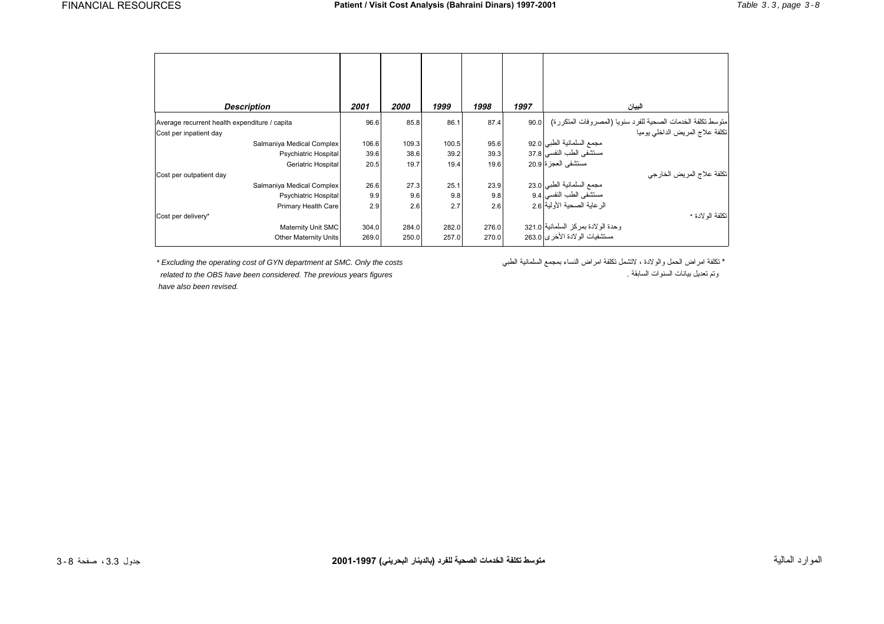# Patient / Visit Cost Analysis (Bahraini Dinars) 1997-2001

# متوسط تكلفة الخدمات الصحية للفرد (بالدينار البحريني) 1997-2001

| Description | 2001 | 2000 | 1999 | 1998 | 1997 | البيان |
|---|---|---|---|---|---|---|
| Average recurrent health expenditure / capita | 96.6 | 85.8 | 86.1 | 87.4 | 90.0 | متوسط تكلفة الخدمات الصحية للفرد سنويا (المصروفات المتكررة) |
| Cost per inpatient day | | | | | | تكلفة علاج المريض الداخلي يوميا |
| Salmaniya Medical Complex | 106.6 | 109.3 | 100.5 | 95.6 | 92.0 | مجمع السلمانية الطبي |
| Psychiatric Hospital | 39.6 | 38.6 | 39.2 | 39.3 | 37.8 | مستشفى الطب النفسي |
| Geriatric Hospital | 20.5 | 19.7 | 19.4 | 19.6 | 20.9 | مستشفى العجزة |
| Cost per outpatient day | | | | | | تكلفة علاج المريض الخارجي |
| Salmaniya Medical Complex | 26.6 | 27.3 | 25.1 | 23.9 | 23.0 | مجمع السلمانية الطبي |
| Psychiatric Hospital | 9.9 | 9.6 | 9.8 | 9.8 | 9.4 | مستشفى الطب النفسي |
| Primary Health Care | 2.9 | 2.6 | 2.7 | 2.6 | 2.6 | الرعاية الصحية الأولية |
| Cost per delivery* | | | | | | تكلفة الولادة * |
| Maternity Unit SMC | 304.0 | 284.0 | 282.0 | 276.0 | 321.0 | وحدة الولادة بمركز السلمانية |
| Other Maternity Units | 269.0 | 250.0 | 257.0 | 270.0 | 263.0 | مستشفيات الولادة الأخرى |

*\* Excluding the operating cost of GYN department at SMC. Only the costs related to the OBS have been considered. The previous years figures have also been revised.*

\* تكلفة امراض الحمل والولادة ، لاتشمل تكلفة امراض النساء بمجمع السلمانية الطبي وتم تعديل بيانات السنوات السابقة .